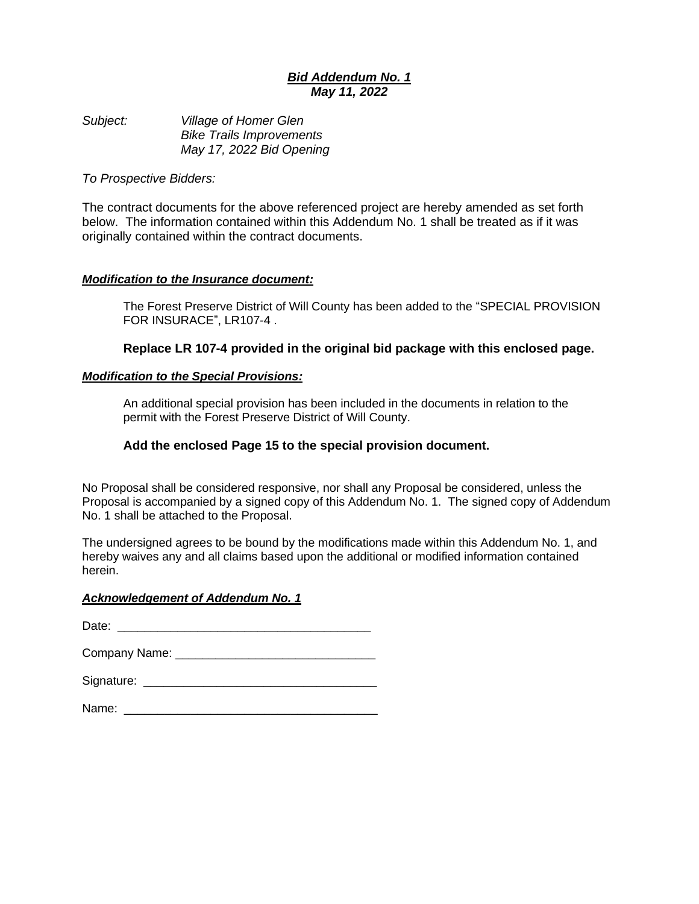***Bid Addendum No. 1***
***May 11, 2022***

*Subject:* *Village of Homer Glen*
*Bike Trails Improvements*
*May 17, 2022 Bid Opening*

*To Prospective Bidders:*

The contract documents for the above referenced project are hereby amended as set forth below. The information contained within this Addendum No. 1 shall be treated as if it was originally contained within the contract documents.

***Modification to the Insurance document:***

The Forest Preserve District of Will County has been added to the "SPECIAL PROVISION FOR INSURACE", LR107-4 .

**Replace LR 107-4 provided in the original bid package with this enclosed page.**

***Modification to the Special Provisions:***

An additional special provision has been included in the documents in relation to the permit with the Forest Preserve District of Will County.

**Add the enclosed Page 15 to the special provision document.**

No Proposal shall be considered responsive, nor shall any Proposal be considered, unless the Proposal is accompanied by a signed copy of this Addendum No. 1. The signed copy of Addendum No. 1 shall be attached to the Proposal.

The undersigned agrees to be bound by the modifications made within this Addendum No. 1, and hereby waives any and all claims based upon the additional or modified information contained herein.

***Acknowledgement of Addendum No. 1***

Date: ______________________________________

Company Name: ______________________________

Signature: ___________________________________

Name: ______________________________________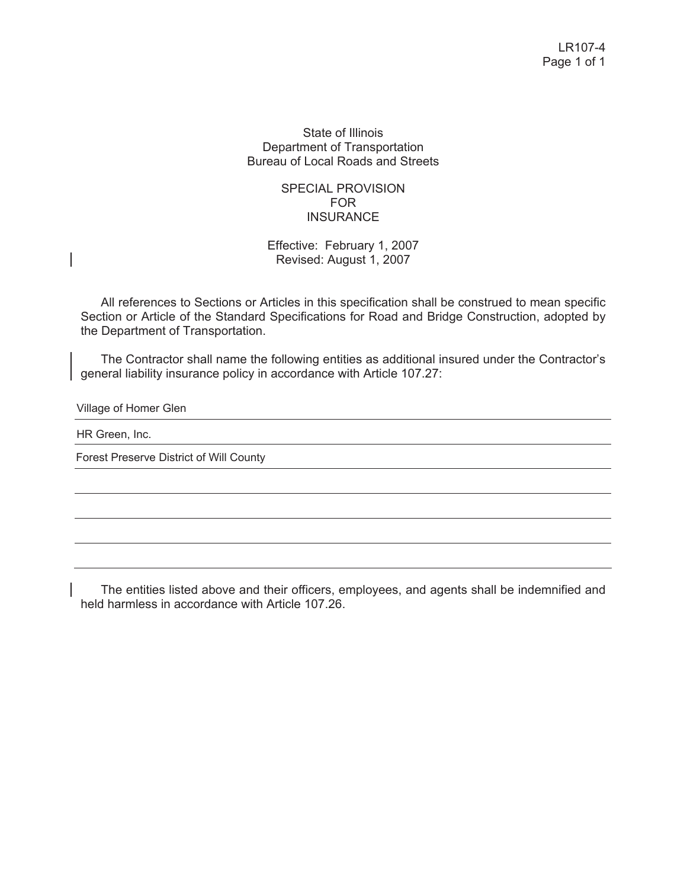State of Illinois
Department of Transportation
Bureau of Local Roads and Streets

# SPECIAL PROVISION FOR INSURANCE

Effective: February 1, 2007
Revised: August 1, 2007

All references to Sections or Articles in this specification shall be construed to mean specific Section or Article of the Standard Specifications for Road and Bridge Construction, adopted by the Department of Transportation.

The Contractor shall name the following entities as additional insured under the Contractor's general liability insurance policy in accordance with Article 107.27:

Village of Homer Glen

HR Green, Inc.

Forest Preserve District of Will County

The entities listed above and their officers, employees, and agents shall be indemnified and held harmless in accordance with Article 107.26.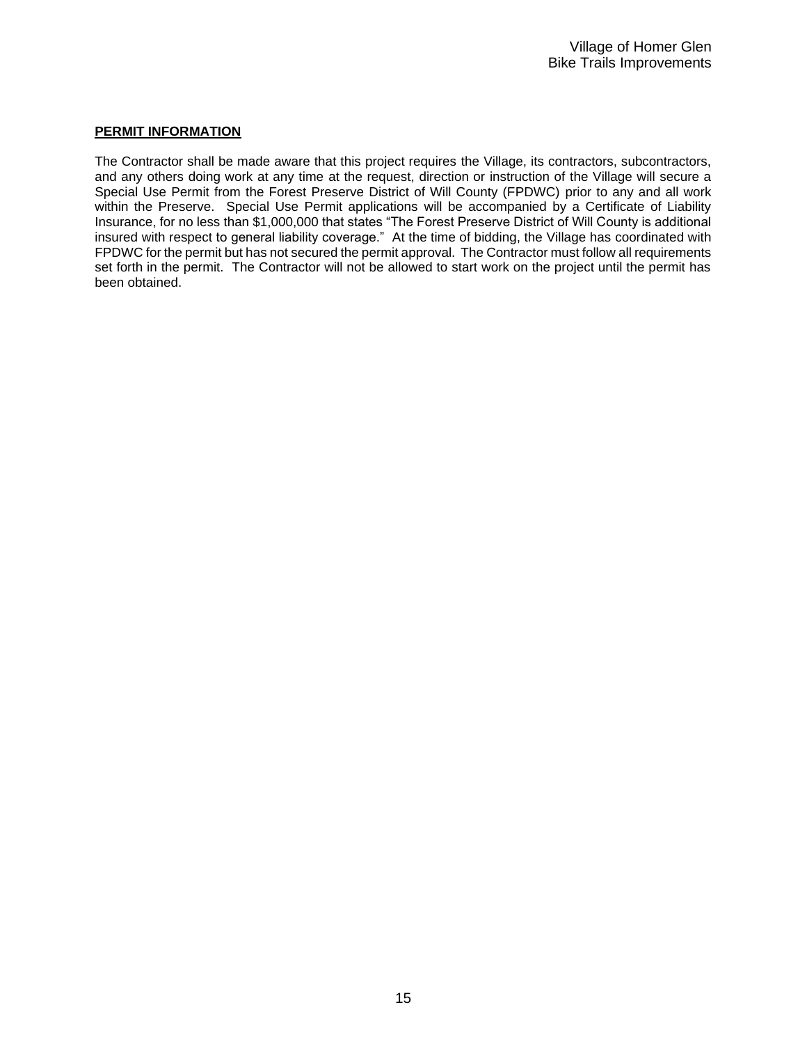**PERMIT INFORMATION**

The Contractor shall be made aware that this project requires the Village, its contractors, subcontractors, and any others doing work at any time at the request, direction or instruction of the Village will secure a Special Use Permit from the Forest Preserve District of Will County (FPDWC) prior to any and all work within the Preserve. Special Use Permit applications will be accompanied by a Certificate of Liability Insurance, for no less than $1,000,000 that states "The Forest Preserve District of Will County is additional insured with respect to general liability coverage." At the time of bidding, the Village has coordinated with FPDWC for the permit but has not secured the permit approval. The Contractor must follow all requirements set forth in the permit. The Contractor will not be allowed to start work on the project until the permit has been obtained.